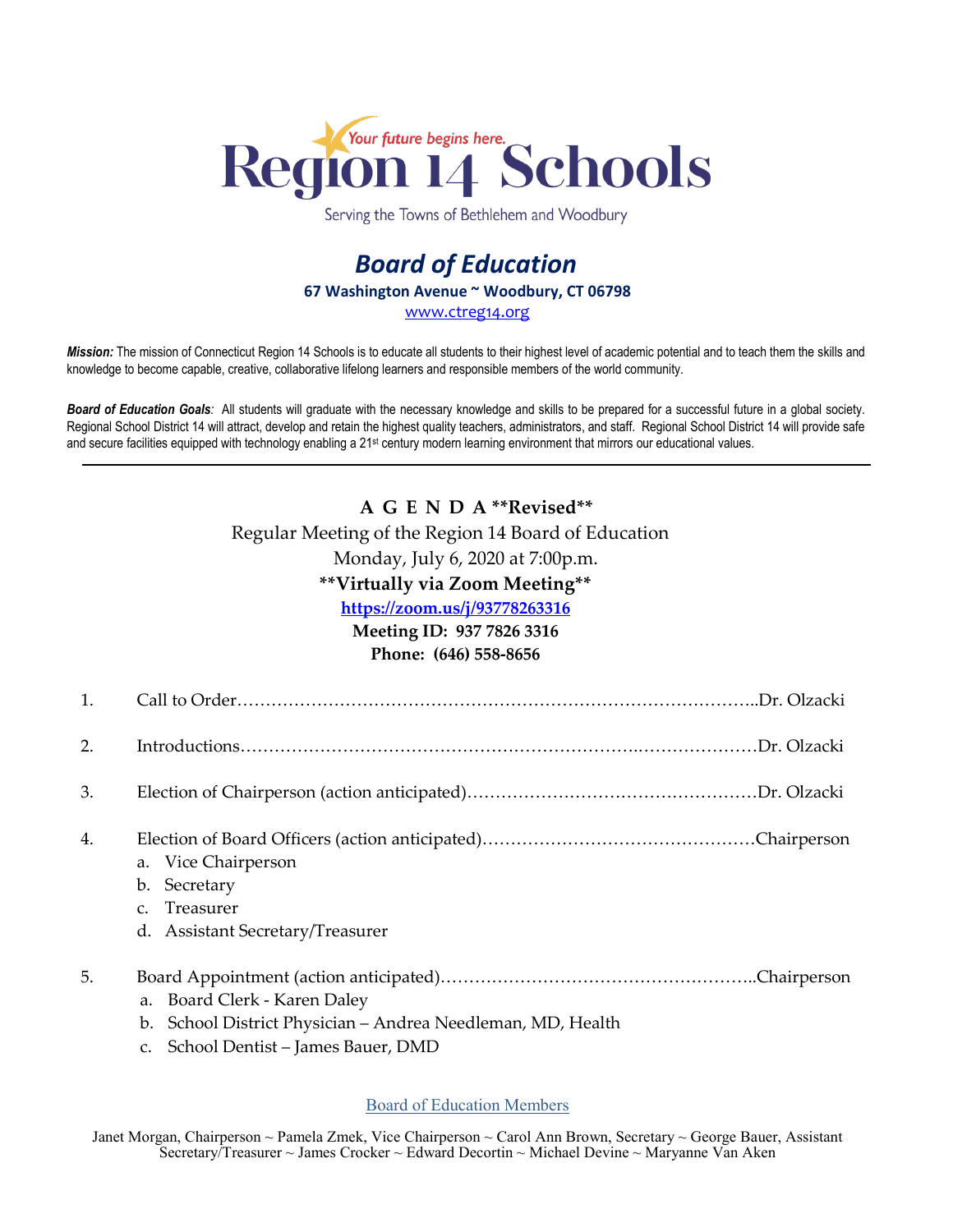# Region 14 Schools

*Your future begins here.*

Serving the Towns of Bethlehem and Woodbury

## *Board of Education*

**67 Washington Avenue ~ Woodbury, CT 06798**

www.ctreg14.org

***Mission:*** The mission of Connecticut Region 14 Schools is to educate all students to their highest level of academic potential and to teach them the skills and knowledge to become capable, creative, collaborative lifelong learners and responsible members of the world community.

***Board of Education Goals**:* All students will graduate with the necessary knowledge and skills to be prepared for a successful future in a global society. Regional School District 14 will attract, develop and retain the highest quality teachers, administrators, and staff. Regional School District 14 will provide safe and secure facilities equipped with technology enabling a 21st century modern learning environment that mirrors our educational values.

---

**A G E N D A \*\*Revised\*\***

Regular Meeting of the Region 14 Board of Education

Monday, July 6, 2020 at 7:00p.m.

**\*\*Virtually via Zoom Meeting\*\***

**https://zoom.us/j/93778263316**

**Meeting ID: 937 7826 3316**

**Phone: (646) 558-8656**

1. Call to Order……………………………………………………………………………..Dr. Olzacki
2. Introductions…………………………………………………………………………Dr. Olzacki
3. Election of Chairperson (action anticipated)……………………………………………Dr. Olzacki
4. Election of Board Officers (action anticipated)…………………………………………Chairperson
   a. Vice Chairperson
   b. Secretary
   c. Treasurer
   d. Assistant Secretary/Treasurer
5. Board Appointment (action anticipated)………………………………………………..Chairperson
   a. Board Clerk - Karen Daley
   b. School District Physician – Andrea Needleman, MD, Health
   c. School Dentist – James Bauer, DMD

Board of Education Members

Janet Morgan, Chairperson ~ Pamela Zmek, Vice Chairperson ~ Carol Ann Brown, Secretary ~ George Bauer, Assistant Secretary/Treasurer ~ James Crocker ~ Edward Decortin ~ Michael Devine ~ Maryanne Van Aken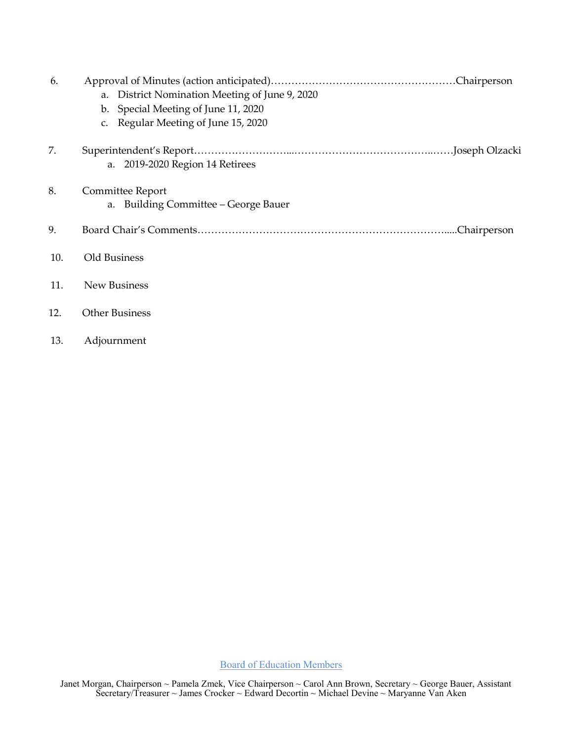6. Approval of Minutes (action anticipated)………………………………………………Chairperson
    a. District Nomination Meeting of June 9, 2020
    b. Special Meeting of June 11, 2020
    c. Regular Meeting of June 15, 2020

7. Superintendent's Report………………………...……………………………………..……Joseph Olzacki
    a. 2019-2020 Region 14 Retirees

8. Committee Report
    a. Building Committee – George Bauer

9. Board Chair's Comments………………………………………………………………......Chairperson

10. Old Business

11. New Business

12. Other Business

13. Adjournment

Board of Education Members

Janet Morgan, Chairperson ~ Pamela Zmek, Vice Chairperson ~ Carol Ann Brown, Secretary ~ George Bauer, Assistant Secretary/Treasurer ~ James Crocker ~ Edward Decortin ~ Michael Devine ~ Maryanne Van Aken